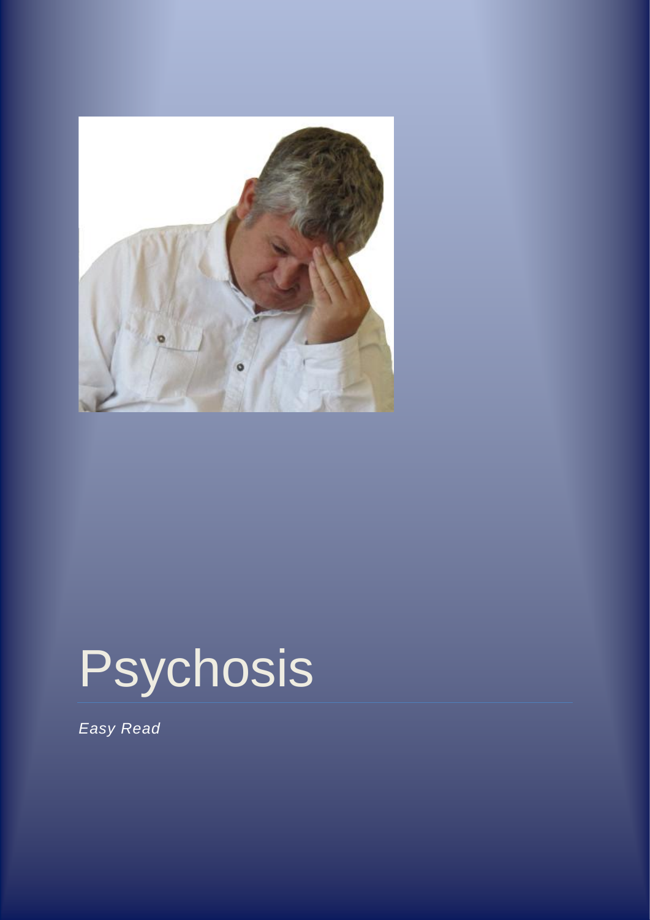# Psychosis

*Easy Read*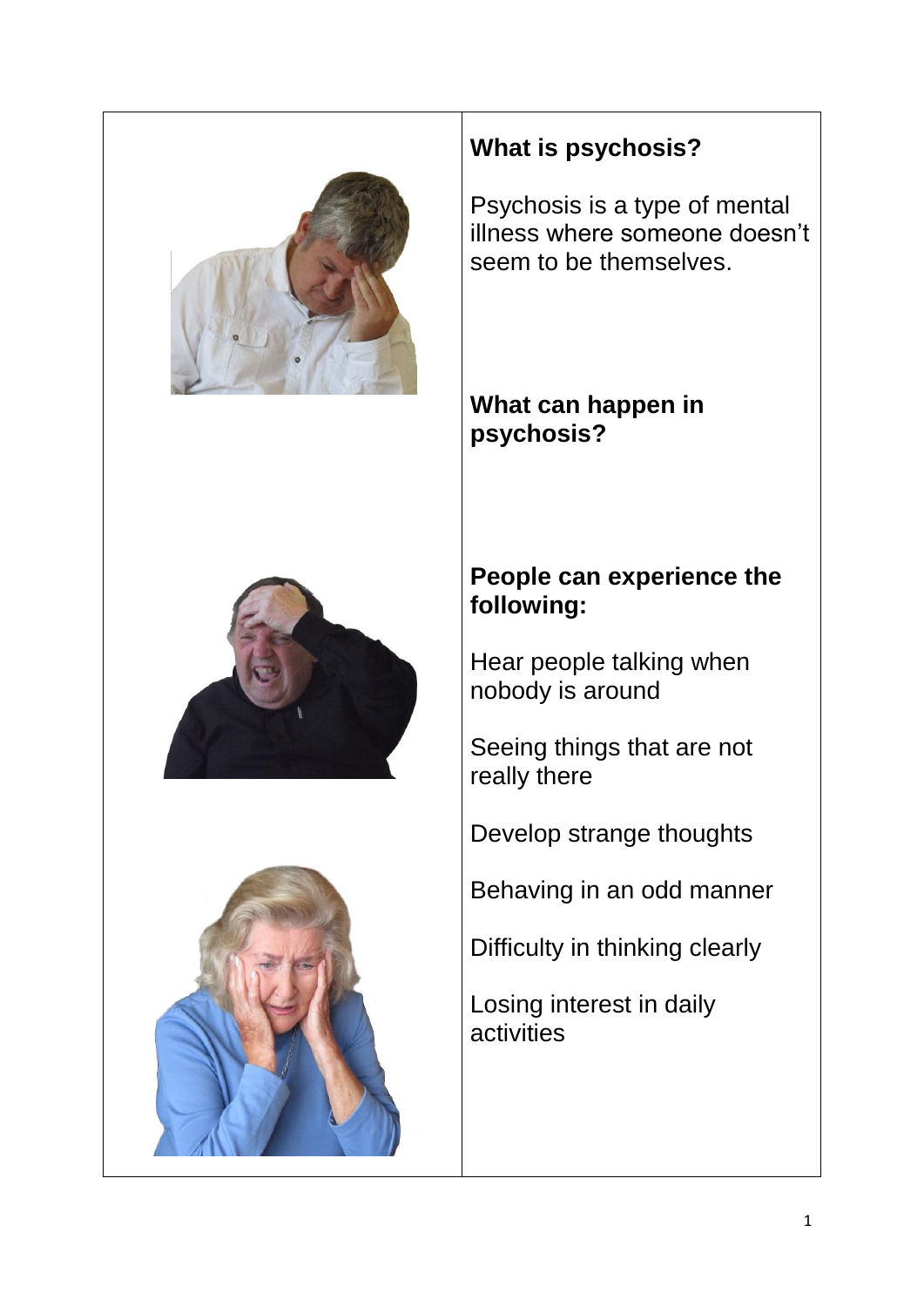**What is psychosis?**

Psychosis is a type of mental illness where someone doesn't seem to be themselves.

**What can happen in psychosis?**

**People can experience the following:**

Hear people talking when nobody is around

Seeing things that are not really there

Develop strange thoughts

Behaving in an odd manner

Difficulty in thinking clearly

Losing interest in daily activities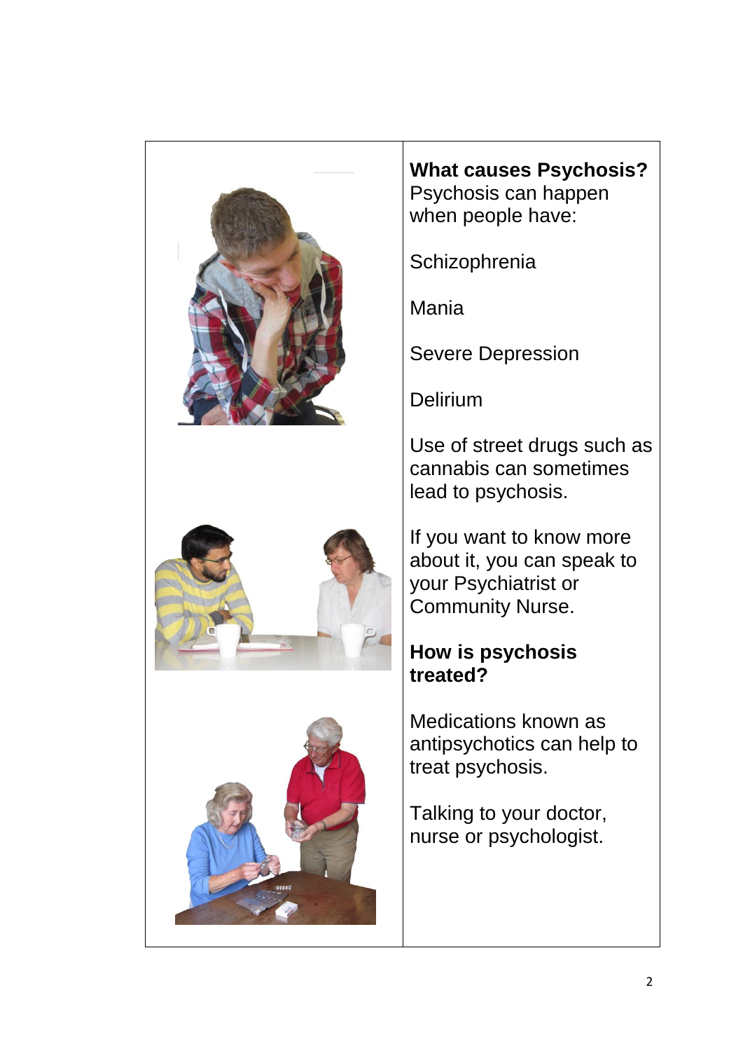**What causes Psychosis?**
Psychosis can happen when people have:

Schizophrenia

Mania

Severe Depression

Delirium

Use of street drugs such as cannabis can sometimes lead to psychosis.

If you want to know more about it, you can speak to your Psychiatrist or Community Nurse.

**How is psychosis treated?**

Medications known as antipsychotics can help to treat psychosis.

Talking to your doctor, nurse or psychologist.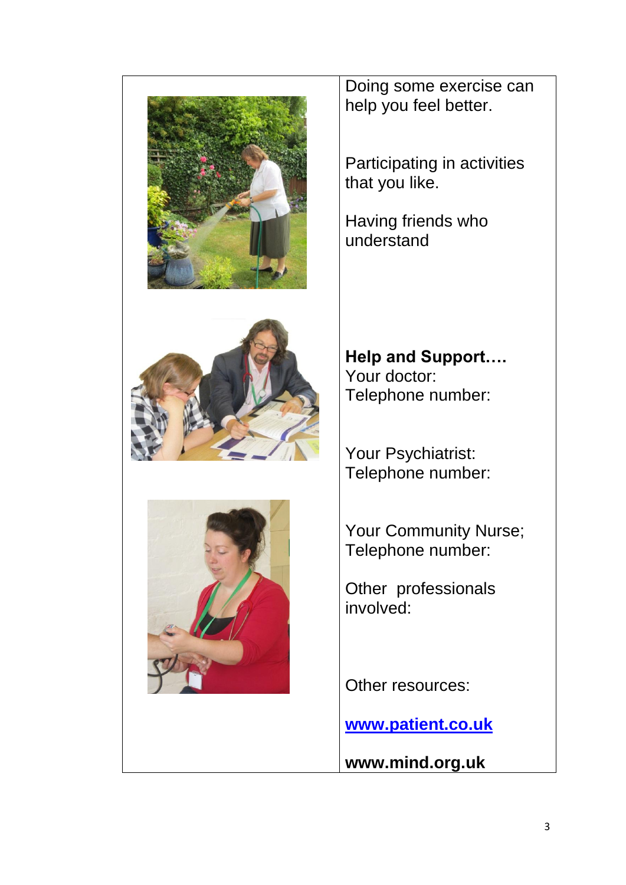Doing some exercise can help you feel better.

Participating in activities that you like.

Having friends who understand

**Help and Support….**
Your doctor:
Telephone number:

Your Psychiatrist:
Telephone number:

Your Community Nurse;
Telephone number:

Other professionals involved:

Other resources:

**www.patient.co.uk**

**www.mind.org.uk**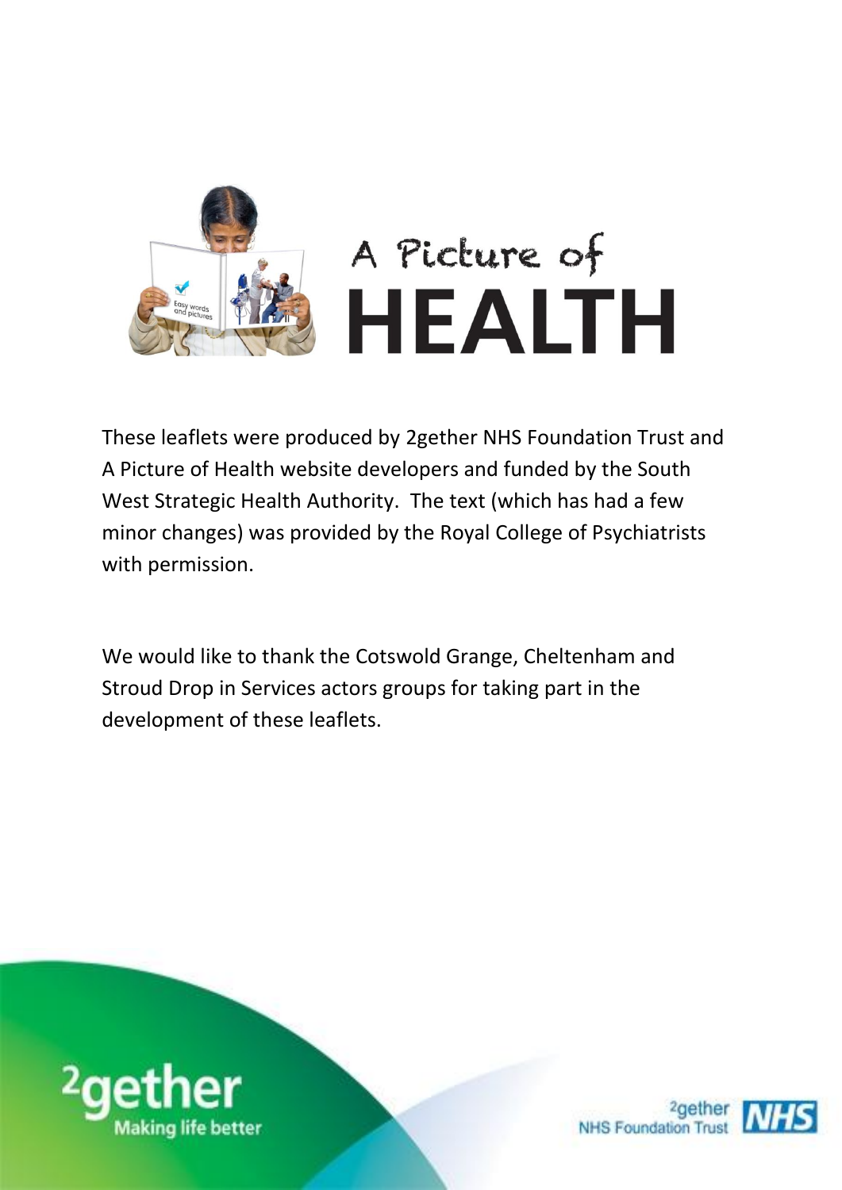# A Picture of HEALTH

These leaflets were produced by 2gether NHS Foundation Trust and A Picture of Health website developers and funded by the South West Strategic Health Authority. The text (which has had a few minor changes) was provided by the Royal College of Psychiatrists with permission.

We would like to thank the Cotswold Grange, Cheltenham and Stroud Drop in Services actors groups for taking part in the development of these leaflets.

2gether Making life better

2gether NHS Foundation Trust NHS